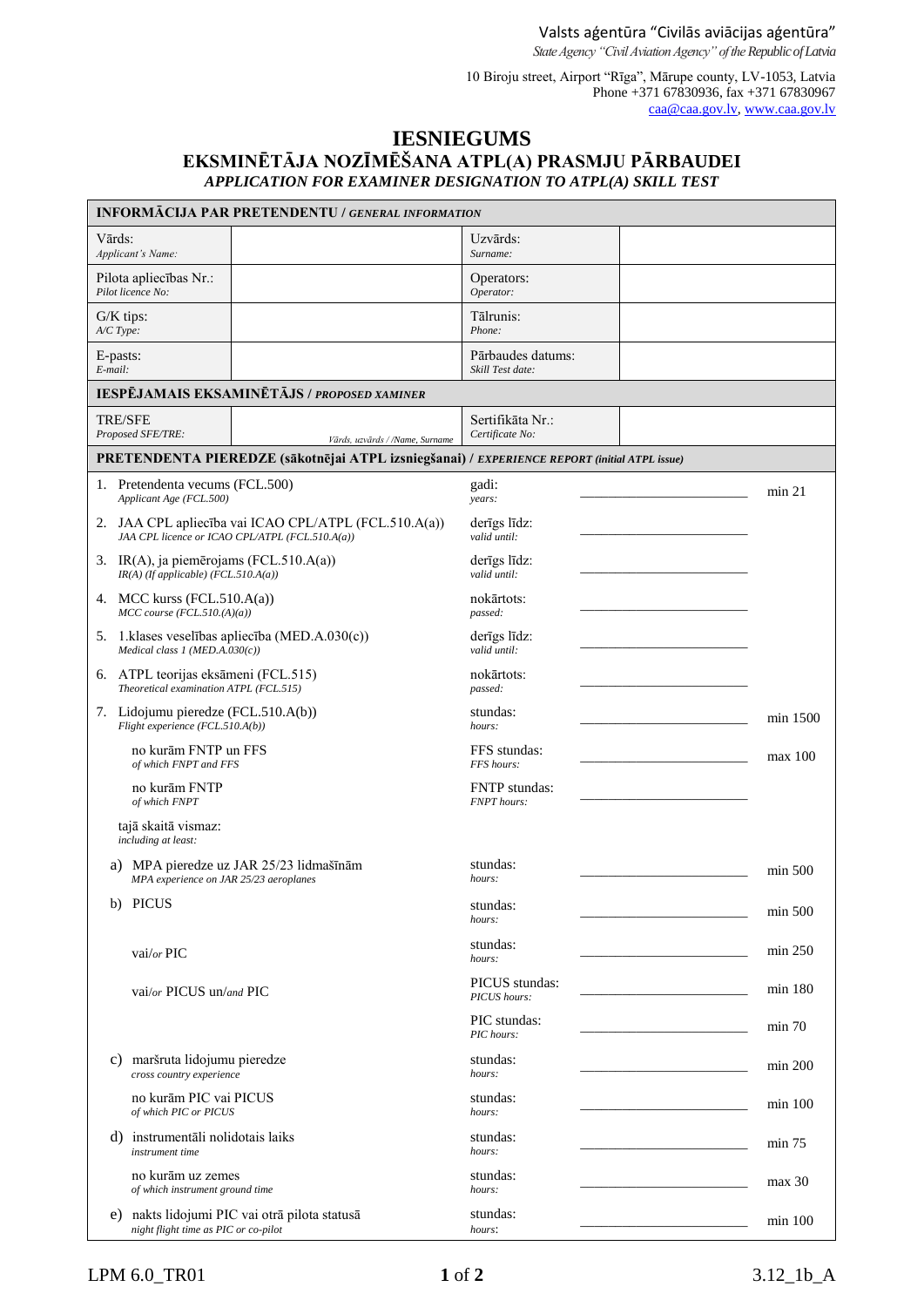Valsts aģentūra "Civilās aviācijas aģentūra"
*State Agency "Civil Aviation Agency" of the Republic of Latvia*

10 Biroju street, Airport "Rīga", Mārupe county, LV-1053, Latvia
Phone +371 67830936, fax +371 67830967
caa@caa.gov.lv, www.caa.gov.lv

# IESNIEGUMS
## EKSMINĒTĀJA NOZĪMĒŠANA ATPL(A) PRASMJU PĀRBAUDEI
### *APPLICATION FOR EXAMINER DESIGNATION TO ATPL(A) SKILL TEST*

| **INFORMĀCIJA PAR PRETENDENTU / *GENERAL INFORMATION*** | | | |
|---|---|---|---|
| Vārds: *Applicant's Name:* | | Uzvārds: *Surname:* | |
| Pilota apliecības Nr.: *Pilot licence No:* | | Operators: *Operator:* | |
| G/K tips: *A/C Type:* | | Tālrunis: *Phone:* | |
| E-pasts: *E-mail:* | | Pārbaudes datums: *Skill Test date:* | |
| **IESPĒJAMAIS EKSAMINĒTĀJS / *PROPOSED XAMINER*** | | | |
| TRE/SFE *Proposed SFE/TRE:* | *Vārds, uzvārds / /Name, Surname* | Sertifikāta Nr.: *Certificate No:* | |

| **PRETENDENTA PIEREDZE (sākotnējai ATPL izsniegšanai) / *EXPERIENCE REPORT (initial ATPL issue)*** | | | |
|---|---|---|---|
| 1. Pretendenta vecums (FCL.500) *Applicant Age (FCL.500)* | gadi: *years:* | ____________ | min 21 |
| 2. JAA CPL apliecība vai ICAO CPL/ATPL (FCL.510.A(a)) *JAA CPL licence or ICAO CPL/ATPL (FCL.510.A(a))* | derīgs līdz: *valid until:* | ____________ | |
| 3. IR(A), ja piemērojams (FCL.510.A(a)) *IR(A) (If applicable) (FCL.510.A(a))* | derīgs līdz: *valid until:* | ____________ | |
| 4. MCC kurss (FCL.510.A(a)) *MCC course (FCL.510.(A)(a))* | nokārtots: *passed:* | ____________ | |
| 5. 1.klases veselības apliecība (MED.A.030(c)) *Medical class 1 (MED.A.030(c))* | derīgs līdz: *valid until:* | ____________ | |
| 6. ATPL teorijas eksāmeni (FCL.515) *Theoretical examination ATPL (FCL.515)* | nokārtots: *passed:* | ____________ | |
| 7. Lidojumu pieredze (FCL.510.A(b)) *Flight experience (FCL.510.A(b))* | stundas: *hours:* | ____________ | min 1500 |
| no kurām FNTP un FFS *of which FNPT and FFS* | FFS stundas: *FFS hours:* | ____________ | max 100 |
| no kurām FNTP *of which FNPT* | FNTP stundas: *FNPT hours:* | ____________ | |
| tajā skaitā vismaz: *including at least:* | | | |
| a) MPA pieredze uz JAR 25/23 lidmašīnām *MPA experience on JAR 25/23 aeroplanes* | stundas: *hours:* | ____________ | min 500 |
| b) PICUS | stundas: *hours:* | ____________ | min 500 |
| vai/*or* PIC | stundas: *hours:* | ____________ | min 250 |
| vai/*or* PICUS un/*and* PIC | PICUS stundas: *PICUS hours:* | ____________ | min 180 |
| | PIC stundas: *PIC hours:* | ____________ | min 70 |
| c) maršruta lidojumu pieredze *cross country experience* | stundas: *hours:* | ____________ | min 200 |
| no kurām PIC vai PICUS *of which PIC or PICUS* | stundas: *hours:* | ____________ | min 100 |
| d) instrumentāli nolidotais laiks *instrument time* | stundas: *hours:* | ____________ | min 75 |
| no kurām uz zemes *of which instrument ground time* | stundas: *hours:* | ____________ | max 30 |
| e) nakts lidojumi PIC vai otrā pilota statusā *night flight time as PIC or co-pilot* | stundas: *hours:* | ____________ | min 100 |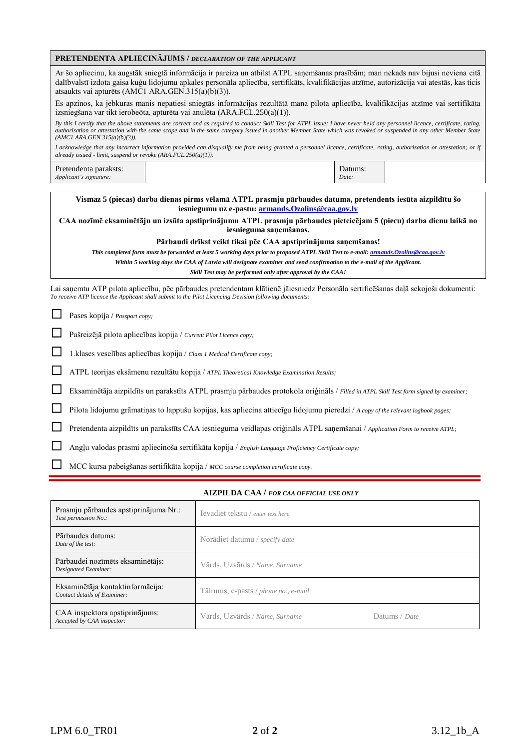| **PRETENDENTA APLIECINĀJUMS** / *DECLARATION OF THE APPLICANT* | | | |
|---|---|---|---|
| Ar šo apliecinu, ka augstāk sniegtā informācija ir pareiza un atbilst ATPL saņemšanas prasībām; man nekads nav bijusi neviena citā dalībvalstī izdota gaisa kuģu lidojumu apkales personāla apliecība, sertifikāts, kvalifikācijas atzīme, autorizācija vai atestāls, kas ticis atsaukts vai apturēts (AMC1 ARA.GEN.315(a)(b)(3)).<br><br>Es apzinos, ka jebkuras manis nepatiesi sniegtās informācijas rezultātā mana pilota apliecība, kvalifikācijas atzīme vai sertifikāta izsniegšana var tikt ierobeōta, apturēta vai anulēta (ARA.FCL.250(a)(1)).<br><br>*By this I certify that the above statements are correct and as required to conduct Skill Test for ATPL issue; I have never held any personnel licence, certificate, rating, authorisation or attestation with the same scope and in the same category issued in another Member State which was revoked or suspended in any other Member State (AMC1 ARA.GEN.315(a)(b)(3)).*<br><br>*I acknowledge that any incorrect information provided can disqualify me from being granted a personnel licence, certificate, rating, authorisation or attestation; or if already issued - limit, suspend or revoke (ARA.FCL.250(a)(1)).* | | | |
| Pretendenta paraksts:<br>*Applicant's signature:* | | Datums:<br>*Date:* | |

**Vismaz 5 (piecas) darba dienas pirms vēlamā ATPL prasmju pārbaudes datuma, pretendents iesūta aizpildītu šo iesniegumu uz e-pastu: armands.Ozolins@caa.gov.lv**

**CAA nozīmē eksaminētāju un izsūta apstiprinājumu ATPL prasmju pārbaudes pieteicējam 5 (piecu) darba dienu laikā no iesnieguma saņemšanas.**

**Pārbaudi drīkst veikt tikai pēc CAA apstiprinājuma saņemšanas!**

***This completed form must be forwarded at least 5 working days prior to proposed ATPL Skill Test to e-mail: armands.Ozolins@caa.gov.lv***

***Within 5 working days the CAA of Latvia will designate examiner and send confirmation to the e-mail of the Applicant.***

***Skill Test may be performed only after approval by the CAA!***

Lai saņemtu ATP pilota apliecību, pēc pārbaudes pretendentam klātienē jāiesniedz Personāla sertificēšanas daļā sekojoši dokumenti:
*To receive ATP licence the Applicant shall submit to the Pilot Licencing Division following documents:*

- ☐ Pases kopija / *Passport copy;*
- ☐ Pašreizējā pilota apliecības kopija / *Current Pilot Licence copy;*
- ☐ 1.klases veselības apliecības kopija / *Class 1 Medical Certificate copy;*
- ☐ ATPL teorijas eksāmenu rezultātu kopija / *ATPL Theoretical Knowledge Examination Results;*
- ☐ Eksaminētāja aizpildīts un parakstīts ATPL prasmju pārbaudes protokola oriģināls / *Filled in ATPL Skill Test form signed by examiner;*
- ☐ Pilota lidojumu grāmatiņas to lappušu kopijas, kas apliecina attiecīgu lidojumu pieredzi / *A copy of the relevant logbook pages;*
- ☐ Pretendenta aizpildīts un parakstīts CAA iesnieguma veidlapas oriģināls ATPL saņemšanai / *Application Form to receive ATPL;*
- ☐ Angļu valodas prasmi apliecinoša sertifikāta kopija / *English Language Proficiency Certificate copy;*
- ☐ MCC kursa pabeigšanas sertifikāta kopija / *MCC course completion certificate copy.*

**AIZPILDA CAA** / ***FOR CAA OFFICIAL USE ONLY***

| | | |
|---|---|---|
| Prasmju pārbaudes apstiprinājuma Nr.:<br>*Test permission No.:* | Ievadiet tekstu / *enter text here* | |
| Pārbaudes datums:<br>*Date of the test:* | Norādiet datumu / *specify date* | |
| Pārbaudei nozīmēts eksaminētājs:<br>*Designated Examiner:* | Vārds, Uzvārds / *Name, Surname* | |
| Eksaminētāja kontaktinformācija:<br>*Contact details of Examiner:* | Tālrunis, e-pasts / *phone no., e-mail* | |
| CAA inspektora apstiprinājums:<br>*Accepted by CAA inspector:* | Vārds, Uzvārds / *Name, Surname* | Datums / *Date* |

LPM 6.0_TR01 3.12_1b_A